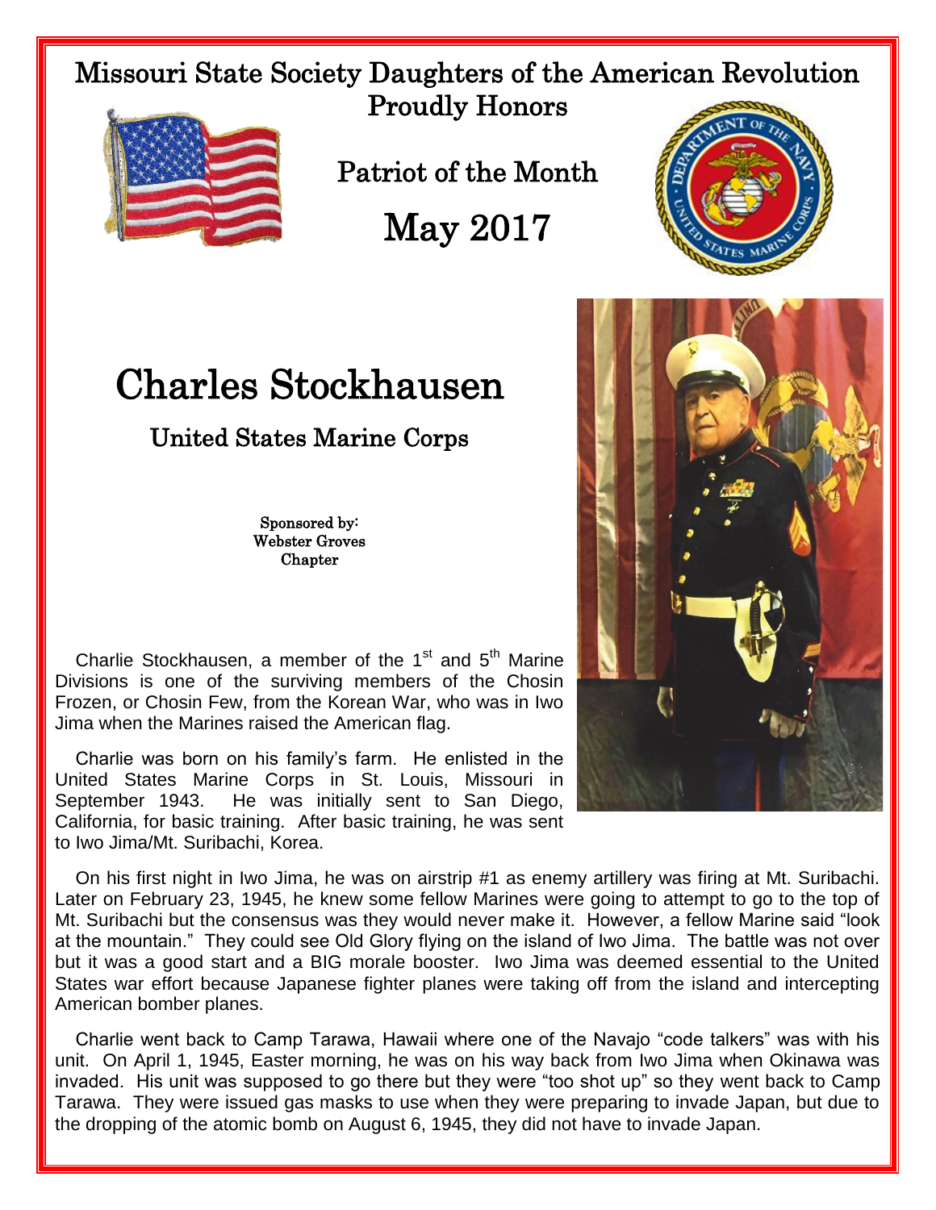# Missouri State Society Daughters of the American Revolution

## Proudly Honors

## Patriot of the Month

## May 2017

# Charles Stockhausen

## United States Marine Corps

Sponsored by:
Webster Groves
Chapter

Charlie Stockhausen, a member of the 1st and 5th Marine Divisions is one of the surviving members of the Chosin Frozen, or Chosin Few, from the Korean War, who was in Iwo Jima when the Marines raised the American flag.

Charlie was born on his family's farm. He enlisted in the United States Marine Corps in St. Louis, Missouri in September 1943. He was initially sent to San Diego, California, for basic training. After basic training, he was sent to Iwo Jima/Mt. Suribachi, Korea.

On his first night in Iwo Jima, he was on airstrip #1 as enemy artillery was firing at Mt. Suribachi. Later on February 23, 1945, he knew some fellow Marines were going to attempt to go to the top of Mt. Suribachi but the consensus was they would never make it. However, a fellow Marine said "look at the mountain." They could see Old Glory flying on the island of Iwo Jima. The battle was not over but it was a good start and a BIG morale booster. Iwo Jima was deemed essential to the United States war effort because Japanese fighter planes were taking off from the island and intercepting American bomber planes.

Charlie went back to Camp Tarawa, Hawaii where one of the Navajo "code talkers" was with his unit. On April 1, 1945, Easter morning, he was on his way back from Iwo Jima when Okinawa was invaded. His unit was supposed to go there but they were "too shot up" so they went back to Camp Tarawa. They were issued gas masks to use when they were preparing to invade Japan, but due to the dropping of the atomic bomb on August 6, 1945, they did not have to invade Japan.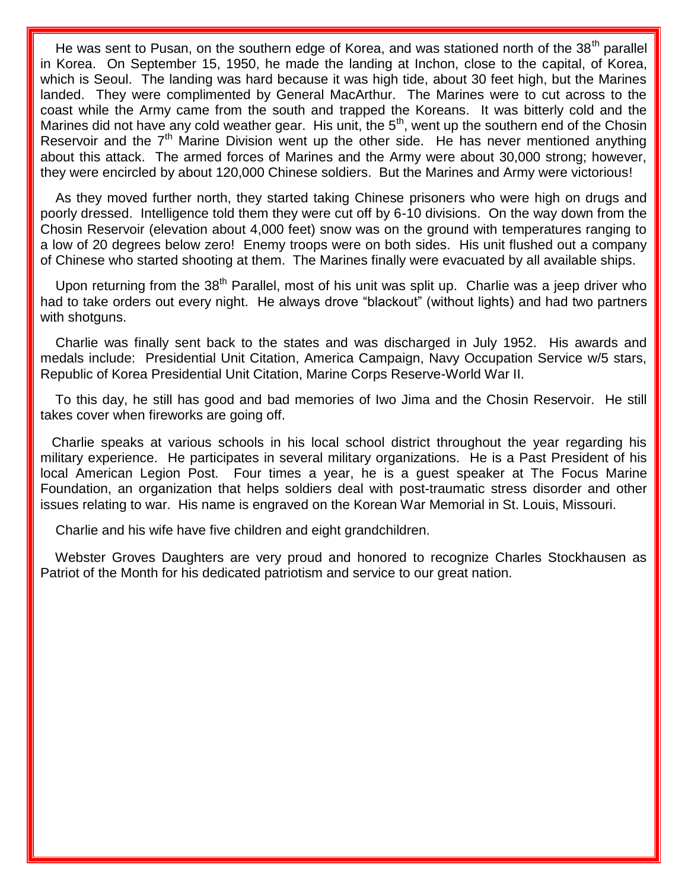He was sent to Pusan, on the southern edge of Korea, and was stationed north of the 38th parallel in Korea. On September 15, 1950, he made the landing at Inchon, close to the capital, of Korea, which is Seoul. The landing was hard because it was high tide, about 30 feet high, but the Marines landed. They were complimented by General MacArthur. The Marines were to cut across to the coast while the Army came from the south and trapped the Koreans. It was bitterly cold and the Marines did not have any cold weather gear. His unit, the 5th, went up the southern end of the Chosin Reservoir and the 7th Marine Division went up the other side. He has never mentioned anything about this attack. The armed forces of Marines and the Army were about 30,000 strong; however, they were encircled by about 120,000 Chinese soldiers. But the Marines and Army were victorious!

As they moved further north, they started taking Chinese prisoners who were high on drugs and poorly dressed. Intelligence told them they were cut off by 6-10 divisions. On the way down from the Chosin Reservoir (elevation about 4,000 feet) snow was on the ground with temperatures ranging to a low of 20 degrees below zero! Enemy troops were on both sides. His unit flushed out a company of Chinese who started shooting at them. The Marines finally were evacuated by all available ships.

Upon returning from the 38th Parallel, most of his unit was split up. Charlie was a jeep driver who had to take orders out every night. He always drove "blackout" (without lights) and had two partners with shotguns.

Charlie was finally sent back to the states and was discharged in July 1952. His awards and medals include: Presidential Unit Citation, America Campaign, Navy Occupation Service w/5 stars, Republic of Korea Presidential Unit Citation, Marine Corps Reserve-World War II.

To this day, he still has good and bad memories of Iwo Jima and the Chosin Reservoir. He still takes cover when fireworks are going off.

Charlie speaks at various schools in his local school district throughout the year regarding his military experience. He participates in several military organizations. He is a Past President of his local American Legion Post. Four times a year, he is a guest speaker at The Focus Marine Foundation, an organization that helps soldiers deal with post-traumatic stress disorder and other issues relating to war. His name is engraved on the Korean War Memorial in St. Louis, Missouri.

Charlie and his wife have five children and eight grandchildren.

Webster Groves Daughters are very proud and honored to recognize Charles Stockhausen as Patriot of the Month for his dedicated patriotism and service to our great nation.